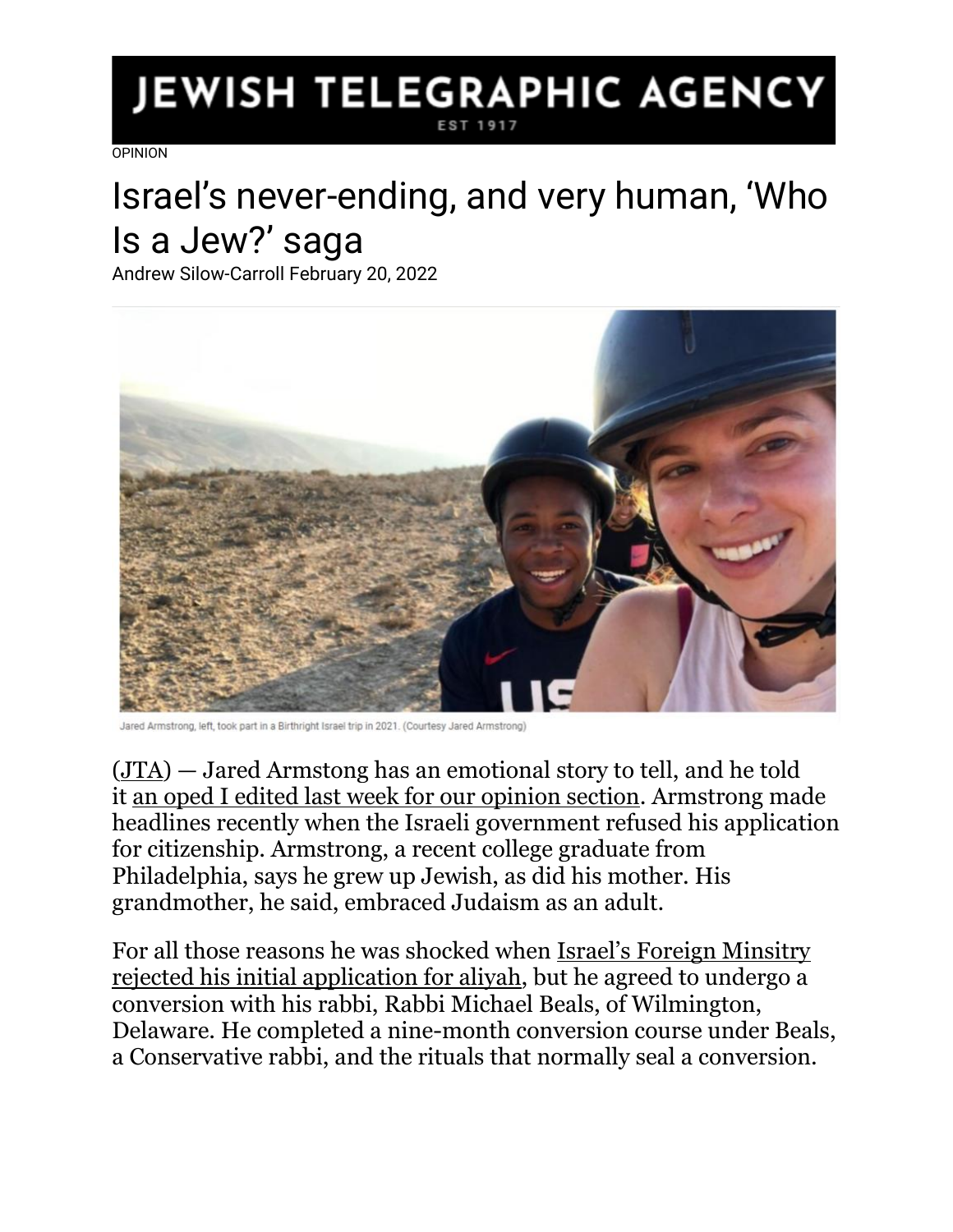# JEWISH TELEGRAPHIC AGENCY

EST 1917

OPINION

# Israel's never-ending, and very human, 'Who Is a Jew?' saga

Andrew Silow-Carroll February 20, 2022

Jared Armstrong, left, took part in a Birthright Israel trip in 2021. (Courtesy Jared Armstrong)

(JTA) — Jared Armstong has an emotional story to tell, and he told it an oped I edited last week for our opinion section. Armstrong made headlines recently when the Israeli government refused his application for citizenship. Armstrong, a recent college graduate from Philadelphia, says he grew up Jewish, as did his mother. His grandmother, he said, embraced Judaism as an adult.

For all those reasons he was shocked when Israel's Foreign Minsitry rejected his initial application for aliyah, but he agreed to undergo a conversion with his rabbi, Rabbi Michael Beals, of Wilmington, Delaware. He completed a nine-month conversion course under Beals, a Conservative rabbi, and the rituals that normally seal a conversion.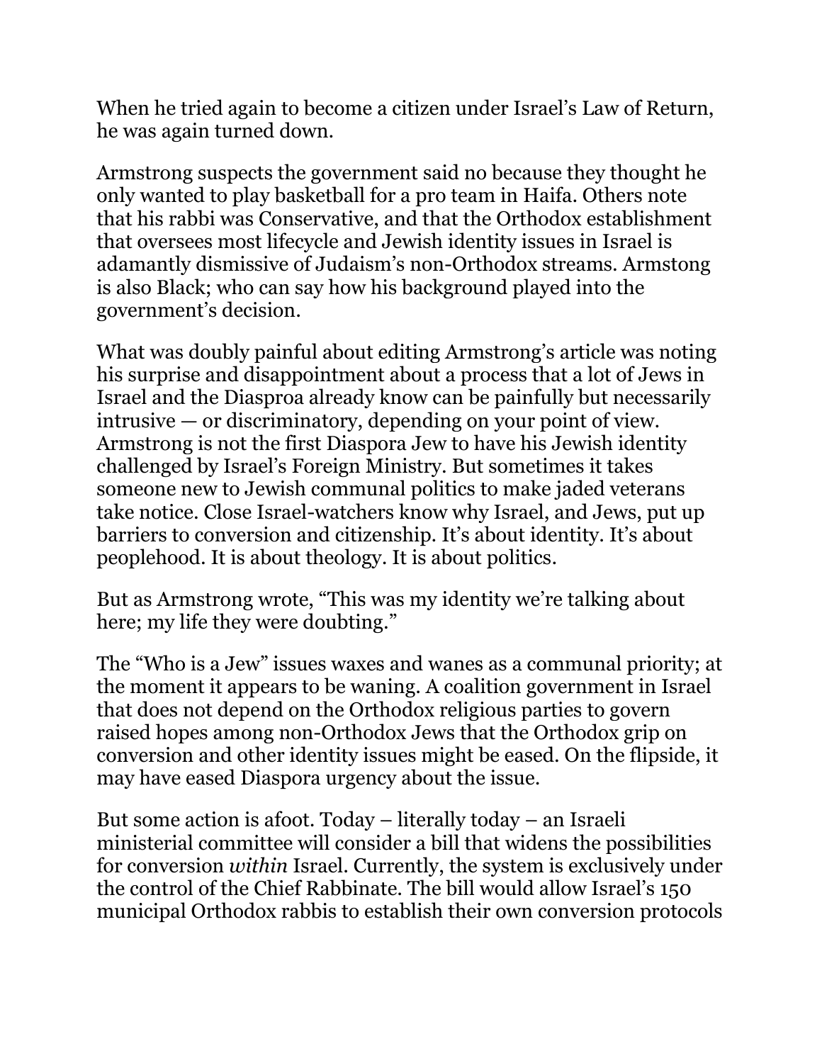When he tried again to become a citizen under Israel's Law of Return, he was again turned down.

Armstrong suspects the government said no because they thought he only wanted to play basketball for a pro team in Haifa. Others note that his rabbi was Conservative, and that the Orthodox establishment that oversees most lifecycle and Jewish identity issues in Israel is adamantly dismissive of Judaism's non-Orthodox streams. Armstong is also Black; who can say how his background played into the government's decision.

What was doubly painful about editing Armstrong's article was noting his surprise and disappointment about a process that a lot of Jews in Israel and the Diasproa already know can be painfully but necessarily intrusive — or discriminatory, depending on your point of view. Armstrong is not the first Diaspora Jew to have his Jewish identity challenged by Israel's Foreign Ministry. But sometimes it takes someone new to Jewish communal politics to make jaded veterans take notice. Close Israel-watchers know why Israel, and Jews, put up barriers to conversion and citizenship. It's about identity. It's about peoplehood. It is about theology. It is about politics.

But as Armstrong wrote, "This was my identity we're talking about here; my life they were doubting."

The "Who is a Jew" issues waxes and wanes as a communal priority; at the moment it appears to be waning. A coalition government in Israel that does not depend on the Orthodox religious parties to govern raised hopes among non-Orthodox Jews that the Orthodox grip on conversion and other identity issues might be eased. On the flipside, it may have eased Diaspora urgency about the issue.

But some action is afoot. Today – literally today – an Israeli ministerial committee will consider a bill that widens the possibilities for conversion *within* Israel. Currently, the system is exclusively under the control of the Chief Rabbinate. The bill would allow Israel's 150 municipal Orthodox rabbis to establish their own conversion protocols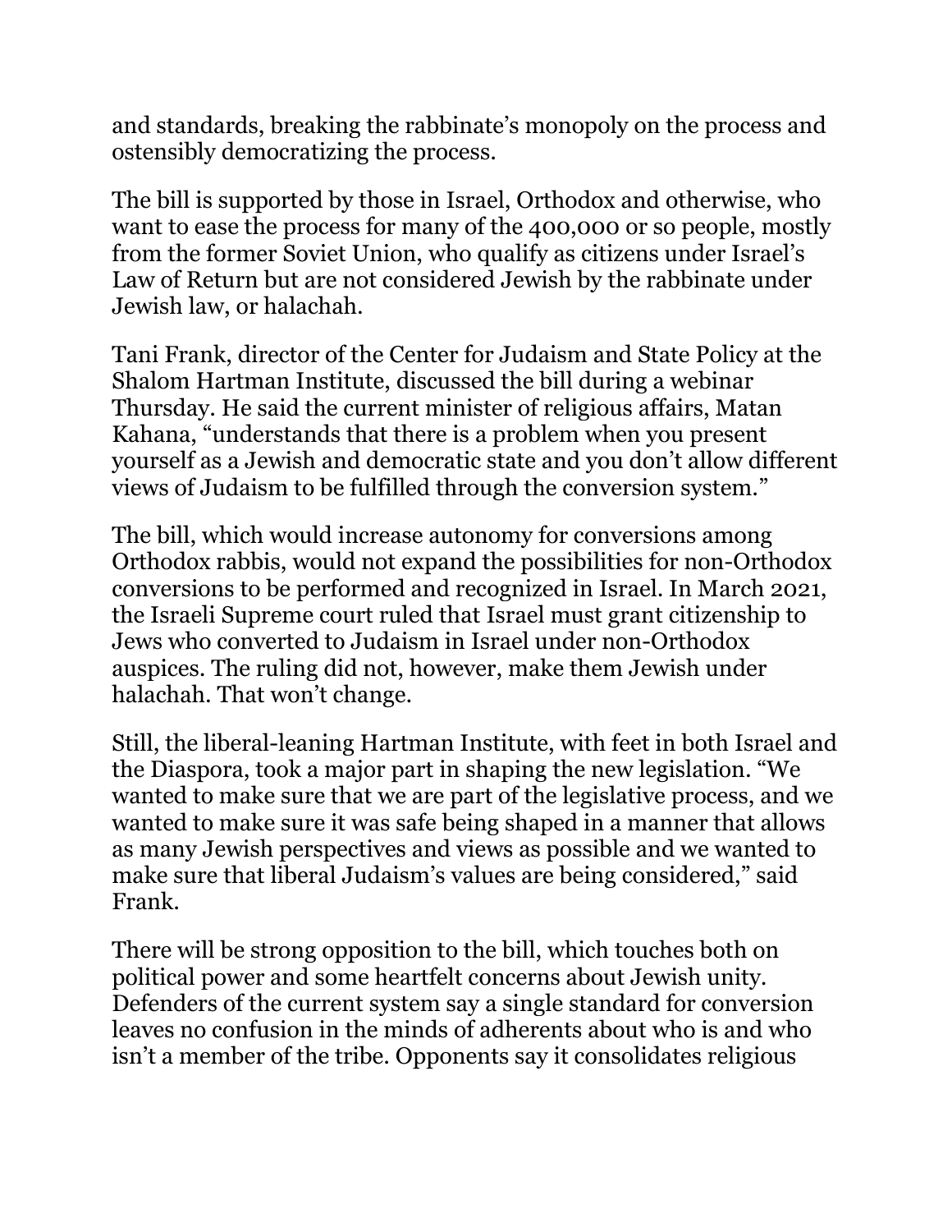and standards, breaking the rabbinate's monopoly on the process and ostensibly democratizing the process.

The bill is supported by those in Israel, Orthodox and otherwise, who want to ease the process for many of the 400,000 or so people, mostly from the former Soviet Union, who qualify as citizens under Israel's Law of Return but are not considered Jewish by the rabbinate under Jewish law, or halachah.

Tani Frank, director of the Center for Judaism and State Policy at the Shalom Hartman Institute, discussed the bill during a webinar Thursday. He said the current minister of religious affairs, Matan Kahana, "understands that there is a problem when you present yourself as a Jewish and democratic state and you don't allow different views of Judaism to be fulfilled through the conversion system."

The bill, which would increase autonomy for conversions among Orthodox rabbis, would not expand the possibilities for non-Orthodox conversions to be performed and recognized in Israel. In March 2021, the Israeli Supreme court ruled that Israel must grant citizenship to Jews who converted to Judaism in Israel under non-Orthodox auspices. The ruling did not, however, make them Jewish under halachah. That won't change.

Still, the liberal-leaning Hartman Institute, with feet in both Israel and the Diaspora, took a major part in shaping the new legislation. "We wanted to make sure that we are part of the legislative process, and we wanted to make sure it was safe being shaped in a manner that allows as many Jewish perspectives and views as possible and we wanted to make sure that liberal Judaism's values are being considered," said Frank.

There will be strong opposition to the bill, which touches both on political power and some heartfelt concerns about Jewish unity. Defenders of the current system say a single standard for conversion leaves no confusion in the minds of adherents about who is and who isn't a member of the tribe. Opponents say it consolidates religious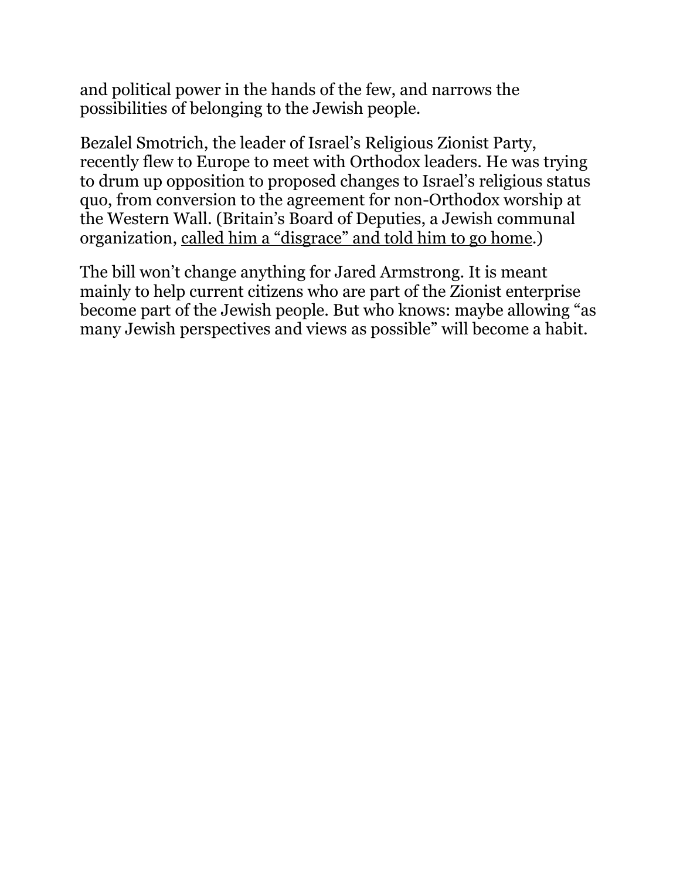and political power in the hands of the few, and narrows the possibilities of belonging to the Jewish people.

Bezalel Smotrich, the leader of Israel's Religious Zionist Party, recently flew to Europe to meet with Orthodox leaders. He was trying to drum up opposition to proposed changes to Israel's religious status quo, from conversion to the agreement for non-Orthodox worship at the Western Wall. (Britain's Board of Deputies, a Jewish communal organization, called him a "disgrace" and told him to go home.)

The bill won't change anything for Jared Armstrong. It is meant mainly to help current citizens who are part of the Zionist enterprise become part of the Jewish people. But who knows: maybe allowing "as many Jewish perspectives and views as possible" will become a habit.